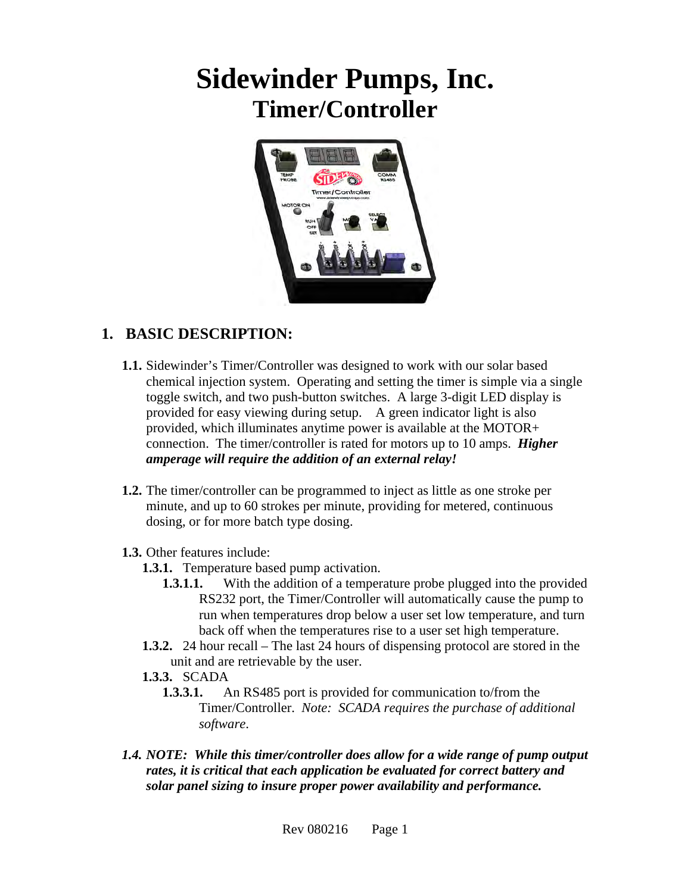# Sidewinder Pumps, Inc.

## Timer/Controller

## 1. BASIC DESCRIPTION:

**1.1.** Sidewinder's Timer/Controller was designed to work with our solar based chemical injection system. Operating and setting the timer is simple via a single toggle switch, and two push-button switches. A large 3-digit LED display is provided for easy viewing during setup. A green indicator light is also provided, which illuminates anytime power is available at the MOTOR+ connection. The timer/controller is rated for motors up to 10 amps. ***Higher amperage will require the addition of an external relay!***

**1.2.** The timer/controller can be programmed to inject as little as one stroke per minute, and up to 60 strokes per minute, providing for metered, continuous dosing, or for more batch type dosing.

**1.3.** Other features include:

- **1.3.1.** Temperature based pump activation.
  - **1.3.1.1.** With the addition of a temperature probe plugged into the provided RS232 port, the Timer/Controller will automatically cause the pump to run when temperatures drop below a user set low temperature, and turn back off when the temperatures rise to a user set high temperature.
- **1.3.2.** 24 hour recall – The last 24 hours of dispensing protocol are stored in the unit and are retrievable by the user.
- **1.3.3.** SCADA
  - **1.3.3.1.** An RS485 port is provided for communication to/from the Timer/Controller. *Note: SCADA requires the purchase of additional software.*

***1.4. NOTE: While this timer/controller does allow for a wide range of pump output rates, it is critical that each application be evaluated for correct battery and solar panel sizing to insure proper power availability and performance.***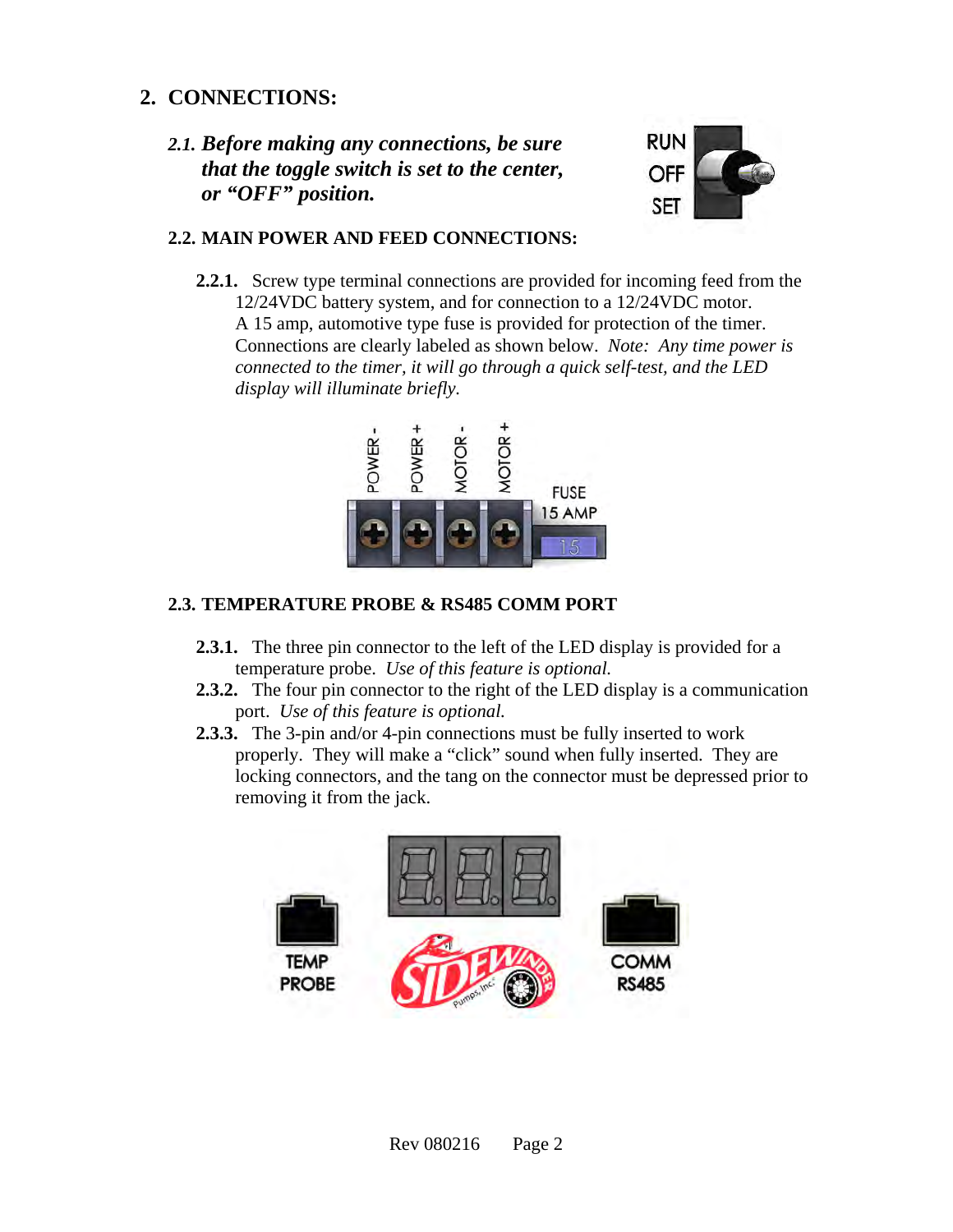## 2. CONNECTIONS:

*2.1.* ***Before making any connections, be sure that the toggle switch is set to the center, or "OFF" position.***

RUN
OFF
SET

### 2.2. MAIN POWER AND FEED CONNECTIONS:

**2.2.1.** Screw type terminal connections are provided for incoming feed from the 12/24VDC battery system, and for connection to a 12/24VDC motor. A 15 amp, automotive type fuse is provided for protection of the timer. Connections are clearly labeled as shown below. *Note: Any time power is connected to the timer, it will go through a quick self-test, and the LED display will illuminate briefly.*

POWER - | POWER + | MOTOR - | MOTOR + | FUSE 15 AMP

### 2.3. TEMPERATURE PROBE & RS485 COMM PORT

**2.3.1.** The three pin connector to the left of the LED display is provided for a temperature probe. *Use of this feature is optional.*

**2.3.2.** The four pin connector to the right of the LED display is a communication port. *Use of this feature is optional.*

**2.3.3.** The 3-pin and/or 4-pin connections must be fully inserted to work properly. They will make a "click" sound when fully inserted. They are locking connectors, and the tang on the connector must be depressed prior to removing it from the jack.

TEMP PROBE | COMM RS485

Rev 080216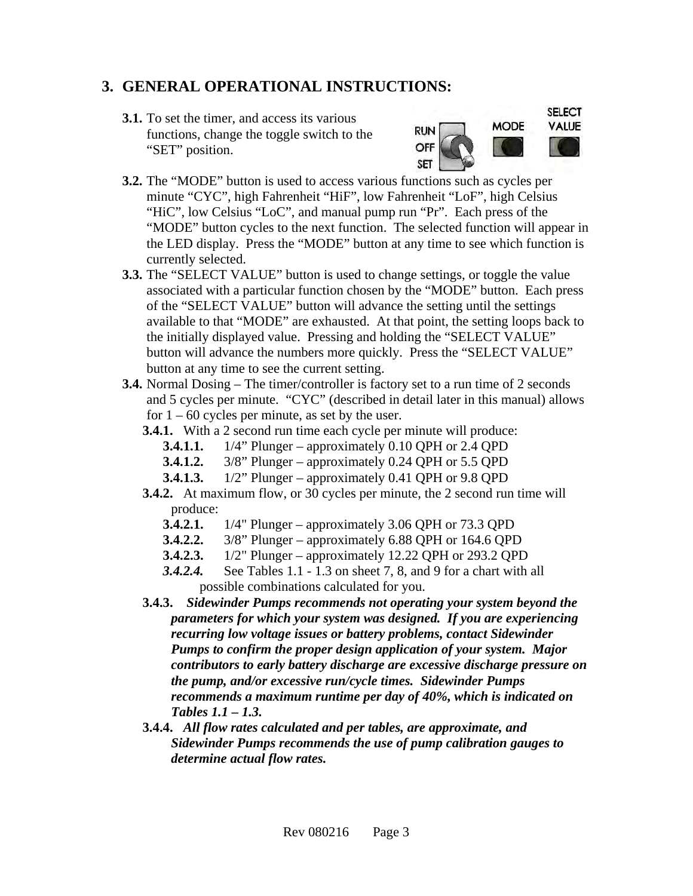## 3. GENERAL OPERATIONAL INSTRUCTIONS:

**3.1.** To set the timer, and access its various functions, change the toggle switch to the "SET" position.

**3.2.** The "MODE" button is used to access various functions such as cycles per minute "CYC", high Fahrenheit "HiF", low Fahrenheit "LoF", high Celsius "HiC", low Celsius "LoC", and manual pump run "Pr". Each press of the "MODE" button cycles to the next function. The selected function will appear in the LED display. Press the "MODE" button at any time to see which function is currently selected.

**3.3.** The "SELECT VALUE" button is used to change settings, or toggle the value associated with a particular function chosen by the "MODE" button. Each press of the "SELECT VALUE" button will advance the setting until the settings available to that "MODE" are exhausted. At that point, the setting loops back to the initially displayed value. Pressing and holding the "SELECT VALUE" button will advance the numbers more quickly. Press the "SELECT VALUE" button at any time to see the current setting.

**3.4.** Normal Dosing – The timer/controller is factory set to a run time of 2 seconds and 5 cycles per minute. "CYC" (described in detail later in this manual) allows for 1 – 60 cycles per minute, as set by the user.

**3.4.1.** With a 2 second run time each cycle per minute will produce:

**3.4.1.1.** 1/4" Plunger – approximately 0.10 QPH or 2.4 QPD

**3.4.1.2.** 3/8" Plunger – approximately 0.24 QPH or 5.5 QPD

**3.4.1.3.** 1/2" Plunger – approximately 0.41 QPH or 9.8 QPD

**3.4.2.** At maximum flow, or 30 cycles per minute, the 2 second run time will produce:

**3.4.2.1.** 1/4" Plunger – approximately 3.06 QPH or 73.3 QPD

**3.4.2.2.** 3/8" Plunger – approximately 6.88 QPH or 164.6 QPD

**3.4.2.3.** 1/2" Plunger – approximately 12.22 QPH or 293.2 QPD

***3.4.2.4.*** See Tables 1.1 - 1.3 on sheet 7, 8, and 9 for a chart with all possible combinations calculated for you.

**3.4.3.** ***Sidewinder Pumps recommends not operating your system beyond the parameters for which your system was designed. If you are experiencing recurring low voltage issues or battery problems, contact Sidewinder Pumps to confirm the proper design application of your system. Major contributors to early battery discharge are excessive discharge pressure on the pump, and/or excessive run/cycle times. Sidewinder Pumps recommends a maximum runtime per day of 40%, which is indicated on Tables 1.1 – 1.3.***

**3.4.4.** ***All flow rates calculated and per tables, are approximate, and Sidewinder Pumps recommends the use of pump calibration gauges to determine actual flow rates.***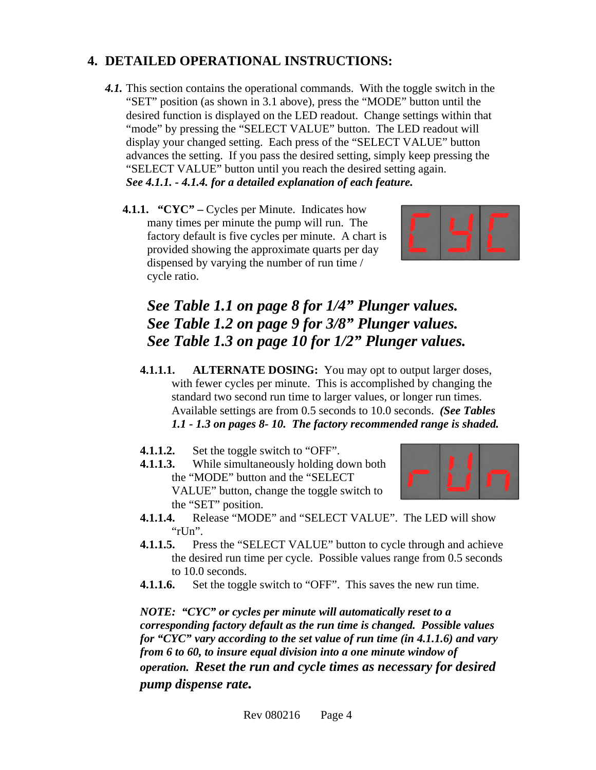## 4. DETAILED OPERATIONAL INSTRUCTIONS:

***4.1.*** This section contains the operational commands. With the toggle switch in the "SET" position (as shown in 3.1 above), press the "MODE" button until the desired function is displayed on the LED readout. Change settings within that "mode" by pressing the "SELECT VALUE" button. The LED readout will display your changed setting. Each press of the "SELECT VALUE" button advances the setting. If you pass the desired setting, simply keep pressing the "SELECT VALUE" button until you reach the desired setting again. ***See 4.1.1. - 4.1.4. for a detailed explanation of each feature.***

**4.1.1. "CYC" –** Cycles per Minute. Indicates how many times per minute the pump will run. The factory default is five cycles per minute. A chart is provided showing the approximate quarts per day dispensed by varying the number of run time / cycle ratio.

***See Table 1.1 on page 8 for 1/4" Plunger values.***
***See Table 1.2 on page 9 for 3/8" Plunger values.***
***See Table 1.3 on page 10 for 1/2" Plunger values.***

**4.1.1.1. ALTERNATE DOSING:** You may opt to output larger doses, with fewer cycles per minute. This is accomplished by changing the standard two second run time to larger values, or longer run times. Available settings are from 0.5 seconds to 10.0 seconds. ***(See Tables 1.1 - 1.3 on pages 8- 10. The factory recommended range is shaded.***

**4.1.1.2.** Set the toggle switch to "OFF".

**4.1.1.3.** While simultaneously holding down both the "MODE" button and the "SELECT VALUE" button, change the toggle switch to the "SET" position.

**4.1.1.4.** Release "MODE" and "SELECT VALUE". The LED will show "rUn".

**4.1.1.5.** Press the "SELECT VALUE" button to cycle through and achieve the desired run time per cycle. Possible values range from 0.5 seconds to 10.0 seconds.

**4.1.1.6.** Set the toggle switch to "OFF". This saves the new run time.

***NOTE: "CYC" or cycles per minute will automatically reset to a corresponding factory default as the run time is changed. Possible values for "CYC" vary according to the set value of run time (in 4.1.1.6) and vary from 6 to 60, to insure equal division into a one minute window of operation. Reset the run and cycle times as necessary for desired pump dispense rate.***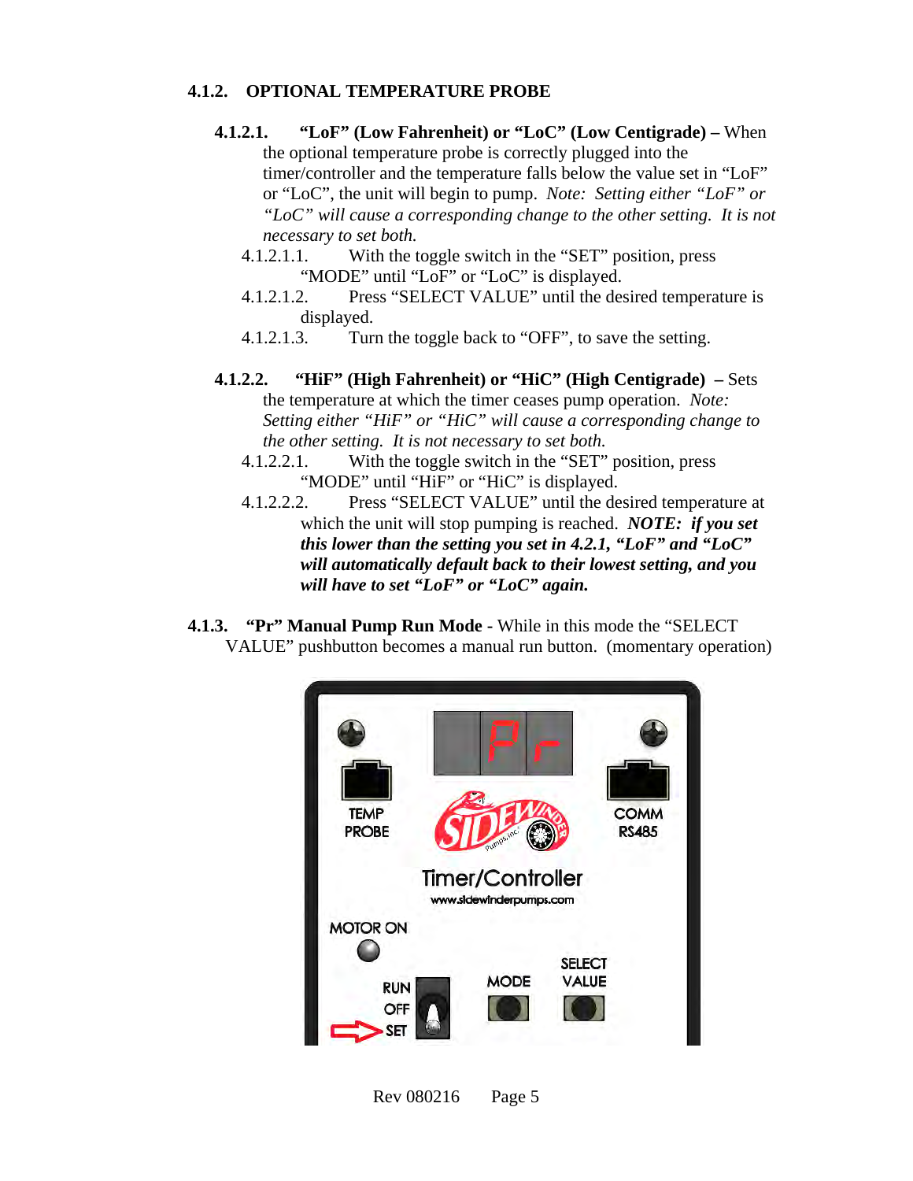### 4.1.2. OPTIONAL TEMPERATURE PROBE

**4.1.2.1. "LoF" (Low Fahrenheit) or "LoC" (Low Centigrade) –** When the optional temperature probe is correctly plugged into the timer/controller and the temperature falls below the value set in "LoF" or "LoC", the unit will begin to pump. *Note: Setting either "LoF" or "LoC" will cause a corresponding change to the other setting. It is not necessary to set both.*

- 4.1.2.1.1. With the toggle switch in the "SET" position, press "MODE" until "LoF" or "LoC" is displayed.
- 4.1.2.1.2. Press "SELECT VALUE" until the desired temperature is displayed.
- 4.1.2.1.3. Turn the toggle back to "OFF", to save the setting.

**4.1.2.2. "HiF" (High Fahrenheit) or "HiC" (High Centigrade) –** Sets the temperature at which the timer ceases pump operation. *Note: Setting either "HiF" or "HiC" will cause a corresponding change to the other setting. It is not necessary to set both.*

- 4.1.2.2.1. With the toggle switch in the "SET" position, press "MODE" until "HiF" or "HiC" is displayed.
- 4.1.2.2.2. Press "SELECT VALUE" until the desired temperature at which the unit will stop pumping is reached. ***NOTE: if you set this lower than the setting you set in 4.2.1, "LoF" and "LoC" will automatically default back to their lowest setting, and you will have to set "LoF" or "LoC" again.***

**4.1.3. "Pr" Manual Pump Run Mode -** While in this mode the "SELECT VALUE" pushbutton becomes a manual run button. (momentary operation)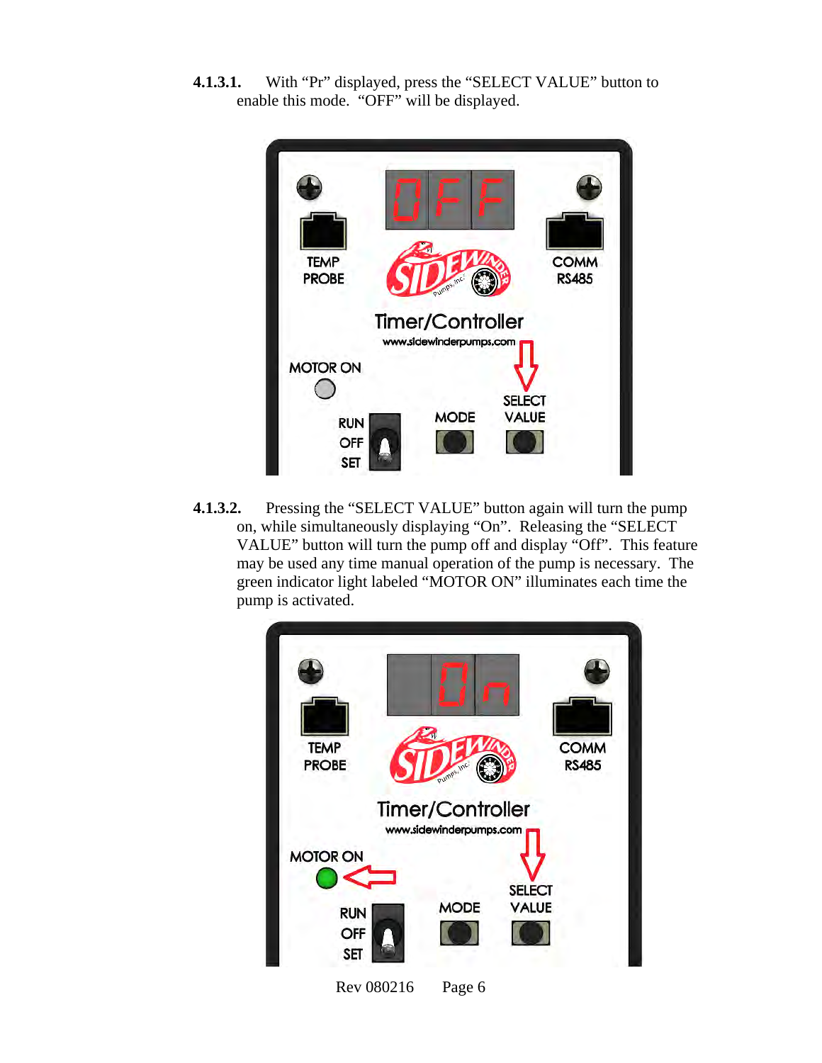**4.1.3.1.** With "Pr" displayed, press the "SELECT VALUE" button to enable this mode. "OFF" will be displayed.

**4.1.3.2.** Pressing the "SELECT VALUE" button again will turn the pump on, while simultaneously displaying "On". Releasing the "SELECT VALUE" button will turn the pump off and display "Off". This feature may be used any time manual operation of the pump is necessary. The green indicator light labeled "MOTOR ON" illuminates each time the pump is activated.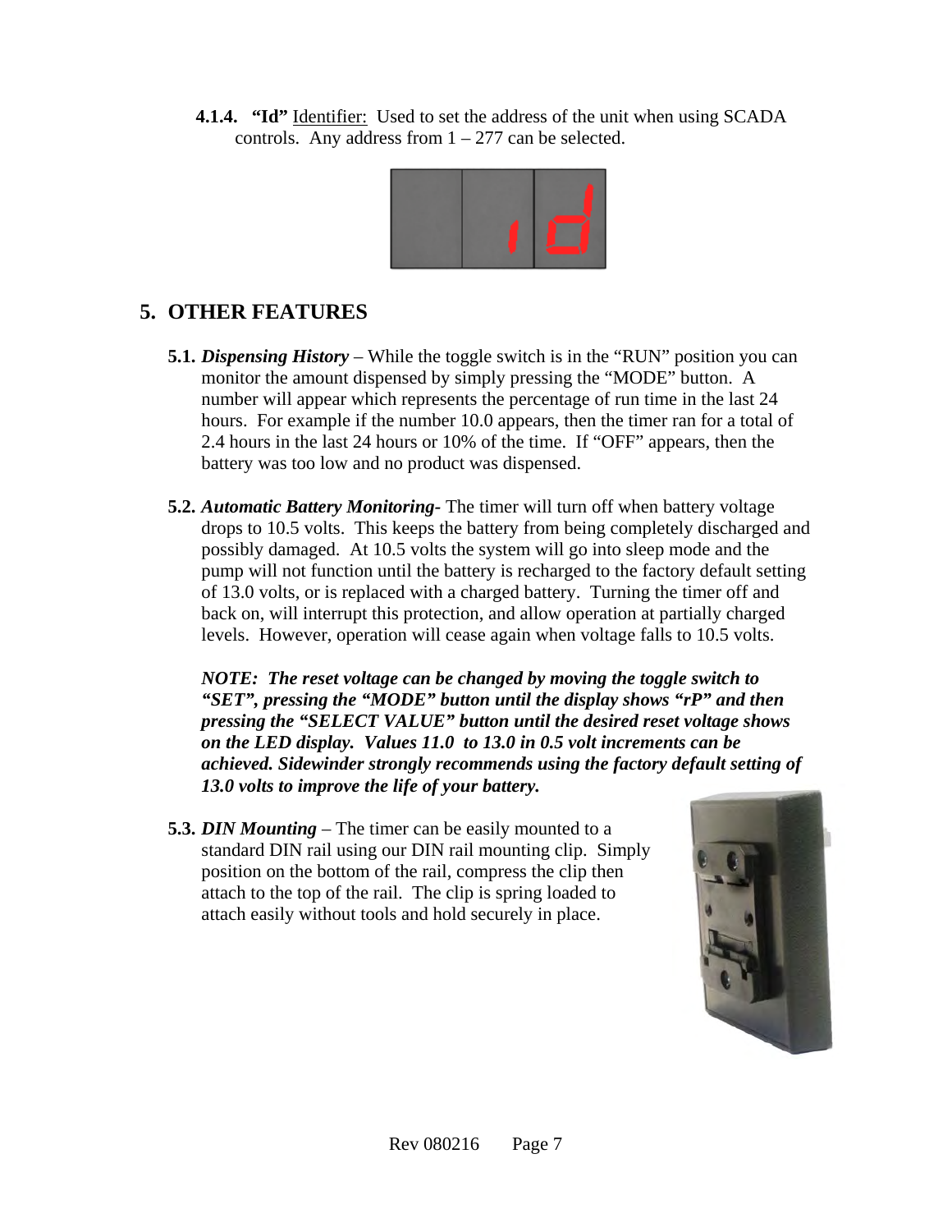**4.1.4. "Id"** Identifier: Used to set the address of the unit when using SCADA controls. Any address from 1 – 277 can be selected.

## 5. OTHER FEATURES

**5.1.** ***Dispensing History*** – While the toggle switch is in the "RUN" position you can monitor the amount dispensed by simply pressing the "MODE" button. A number will appear which represents the percentage of run time in the last 24 hours. For example if the number 10.0 appears, then the timer ran for a total of 2.4 hours in the last 24 hours or 10% of the time. If "OFF" appears, then the battery was too low and no product was dispensed.

**5.2.** ***Automatic Battery Monitoring-*** The timer will turn off when battery voltage drops to 10.5 volts. This keeps the battery from being completely discharged and possibly damaged. At 10.5 volts the system will go into sleep mode and the pump will not function until the battery is recharged to the factory default setting of 13.0 volts, or is replaced with a charged battery. Turning the timer off and back on, will interrupt this protection, and allow operation at partially charged levels. However, operation will cease again when voltage falls to 10.5 volts.

***NOTE: The reset voltage can be changed by moving the toggle switch to "SET", pressing the "MODE" button until the display shows "rP" and then pressing the "SELECT VALUE" button until the desired reset voltage shows on the LED display. Values 11.0 to 13.0 in 0.5 volt increments can be achieved. Sidewinder strongly recommends using the factory default setting of 13.0 volts to improve the life of your battery.***

**5.3.** ***DIN Mounting*** – The timer can be easily mounted to a standard DIN rail using our DIN rail mounting clip. Simply position on the bottom of the rail, compress the clip then attach to the top of the rail. The clip is spring loaded to attach easily without tools and hold securely in place.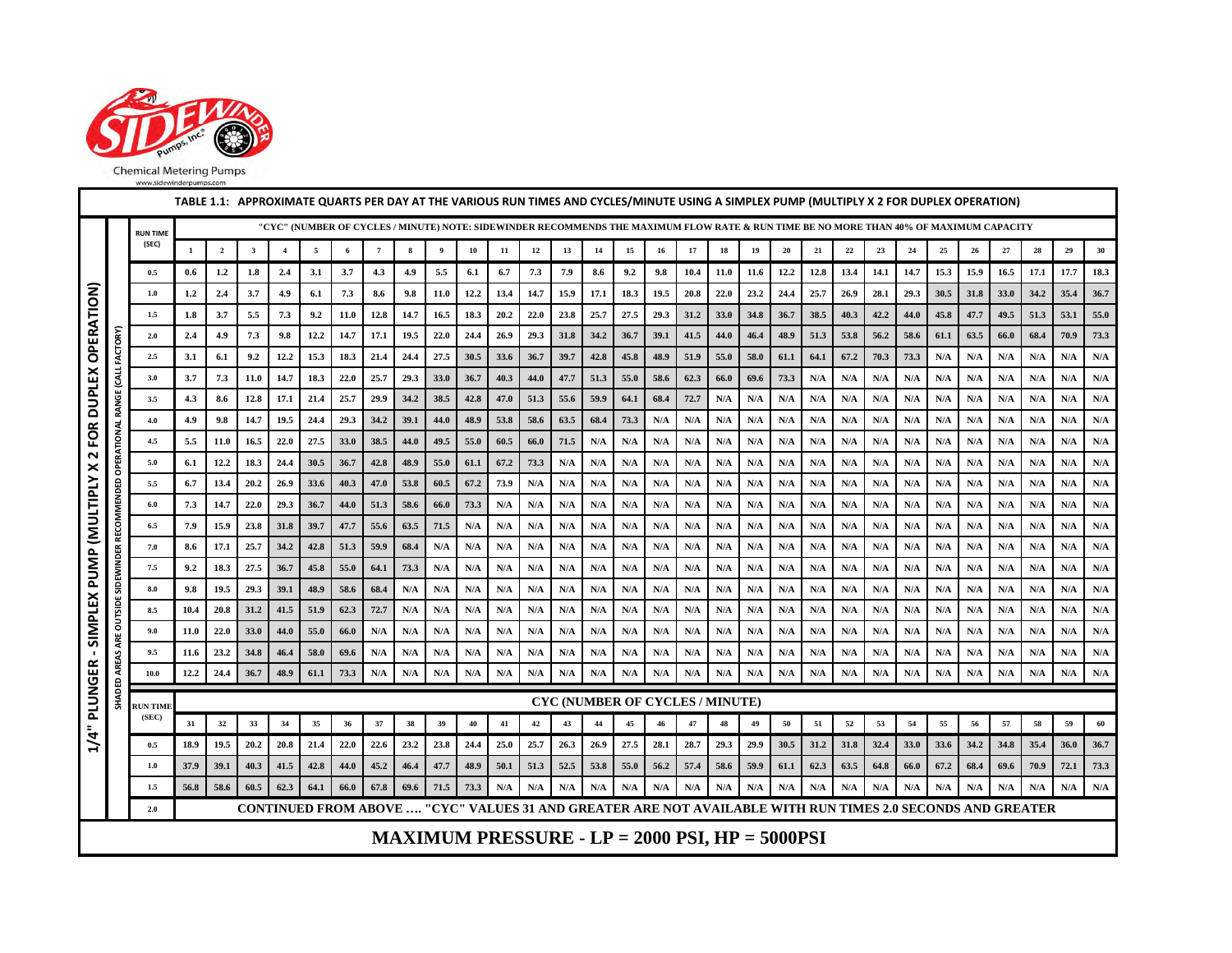Chemical Metering Pumps

www.sidewinderpumps.com

## TABLE 1.1: APPROXIMATE QUARTS PER DAY AT THE VARIOUS RUN TIMES AND CYCLES/MINUTE USING A SIMPLEX PUMP (MULTIPLY X 2 FOR DUPLEX OPERATION)

**1/4" PLUNGER - SIMPLEX PUMP (MULTIPLY X 2 FOR DUPLEX OPERATION)**

SHADED AREAS ARE OUTSIDE SIDEWINDER RECOMMENDED OPERATIONAL RANGE (CALL FACTORY)

"CYC" (NUMBER OF CYCLES / MINUTE) NOTE: SIDEWINDER RECOMMENDS THE MAXIMUM FLOW RATE & RUN TIME BE NO MORE THAN 40% OF MAXIMUM CAPACITY

| RUN TIME (SEC) | 1 | 2 | 3 | 4 | 5 | 6 | 7 | 8 | 9 | 10 | 11 | 12 | 13 | 14 | 15 | 16 | 17 | 18 | 19 | 20 | 21 | 22 | 23 | 24 | 25 | 26 | 27 | 28 | 29 | 30 |
|---|---|---|---|---|---|---|---|---|---|---|---|---|---|---|---|---|---|---|---|---|---|---|---|---|---|---|---|---|---|---|
| 0.5 | 0.6 | 1.2 | 1.8 | 2.4 | 3.1 | 3.7 | 4.3 | 4.9 | 5.5 | 6.1 | 6.7 | 7.3 | 7.9 | 8.6 | 9.2 | 9.8 | 10.4 | 11.0 | 11.6 | 12.2 | 12.8 | 13.4 | 14.1 | 14.7 | 15.3 | 15.9 | 16.5 | 17.1 | 17.7 | 18.3 |
| 1.0 | 1.2 | 2.4 | 3.7 | 4.9 | 6.1 | 7.3 | 8.6 | 9.8 | 11.0 | 12.2 | 13.4 | 14.7 | 15.9 | 17.1 | 18.3 | 19.5 | 20.8 | 22.0 | 23.2 | 24.4 | 25.7 | 26.9 | 28.1 | 29.3 | 30.5 | 31.8 | 33.0 | 34.2 | 35.4 | 36.7 |
| 1.5 | 1.8 | 3.7 | 5.5 | 7.3 | 9.2 | 11.0 | 12.8 | 14.7 | 16.5 | 18.3 | 20.2 | 22.0 | 23.8 | 25.7 | 27.5 | 29.3 | 31.2 | 33.0 | 34.8 | 36.7 | 38.5 | 40.3 | 42.2 | 44.0 | 45.8 | 47.7 | 49.5 | 51.3 | 53.1 | 55.0 |
| 2.0 | 2.4 | 4.9 | 7.3 | 9.8 | 12.2 | 14.7 | 17.1 | 19.5 | 22.0 | 24.4 | 26.9 | 29.3 | 31.8 | 34.2 | 36.7 | 39.1 | 41.5 | 44.0 | 46.4 | 48.9 | 51.3 | 53.8 | 56.2 | 58.6 | 61.1 | 63.5 | 66.0 | 68.4 | 70.9 | 73.3 |
| 2.5 | 3.1 | 6.1 | 9.2 | 12.2 | 15.3 | 18.3 | 21.4 | 24.4 | 27.5 | 30.5 | 33.6 | 36.7 | 39.7 | 42.8 | 45.8 | 48.9 | 51.9 | 55.0 | 58.0 | 61.1 | 64.1 | 67.2 | 70.3 | 73.3 | N/A | N/A | N/A | N/A | N/A | N/A |
| 3.0 | 3.7 | 7.3 | 11.0 | 14.7 | 18.3 | 22.0 | 25.7 | 29.3 | 33.0 | 36.7 | 40.3 | 44.0 | 47.7 | 51.3 | 55.0 | 58.6 | 62.3 | 66.0 | 69.6 | 73.3 | N/A | N/A | N/A | N/A | N/A | N/A | N/A | N/A | N/A | N/A |
| 3.5 | 4.3 | 8.6 | 12.8 | 17.1 | 21.4 | 25.7 | 29.9 | 34.2 | 38.5 | 42.8 | 47.0 | 51.3 | 55.6 | 59.9 | 64.1 | 68.4 | 72.7 | N/A | N/A | N/A | N/A | N/A | N/A | N/A | N/A | N/A | N/A | N/A | N/A | N/A |
| 4.0 | 4.9 | 9.8 | 14.7 | 19.5 | 24.4 | 29.3 | 34.2 | 39.1 | 44.0 | 48.9 | 53.8 | 58.6 | 63.5 | 68.4 | 73.3 | N/A | N/A | N/A | N/A | N/A | N/A | N/A | N/A | N/A | N/A | N/A | N/A | N/A | N/A | N/A |
| 4.5 | 5.5 | 11.0 | 16.5 | 22.0 | 27.5 | 33.0 | 38.5 | 44.0 | 49.5 | 55.0 | 60.5 | 66.0 | 71.5 | N/A | N/A | N/A | N/A | N/A | N/A | N/A | N/A | N/A | N/A | N/A | N/A | N/A | N/A | N/A | N/A | N/A |
| 5.0 | 6.1 | 12.2 | 18.3 | 24.4 | 30.5 | 36.7 | 42.8 | 48.9 | 55.0 | 61.1 | 67.2 | 73.3 | N/A | N/A | N/A | N/A | N/A | N/A | N/A | N/A | N/A | N/A | N/A | N/A | N/A | N/A | N/A | N/A | N/A | N/A |
| 5.5 | 6.7 | 13.4 | 20.2 | 26.9 | 33.6 | 40.3 | 47.0 | 53.8 | 60.5 | 67.2 | 73.9 | N/A | N/A | N/A | N/A | N/A | N/A | N/A | N/A | N/A | N/A | N/A | N/A | N/A | N/A | N/A | N/A | N/A | N/A | N/A |
| 6.0 | 7.3 | 14.7 | 22.0 | 29.3 | 36.7 | 44.0 | 51.3 | 58.6 | 66.0 | 73.3 | N/A | N/A | N/A | N/A | N/A | N/A | N/A | N/A | N/A | N/A | N/A | N/A | N/A | N/A | N/A | N/A | N/A | N/A | N/A | N/A |
| 6.5 | 7.9 | 15.9 | 23.8 | 31.8 | 39.7 | 47.7 | 55.6 | 63.5 | 71.5 | N/A | N/A | N/A | N/A | N/A | N/A | N/A | N/A | N/A | N/A | N/A | N/A | N/A | N/A | N/A | N/A | N/A | N/A | N/A | N/A | N/A |
| 7.0 | 8.6 | 17.1 | 25.7 | 34.2 | 42.8 | 51.3 | 59.9 | 68.4 | N/A | N/A | N/A | N/A | N/A | N/A | N/A | N/A | N/A | N/A | N/A | N/A | N/A | N/A | N/A | N/A | N/A | N/A | N/A | N/A | N/A | N/A |
| 7.5 | 9.2 | 18.3 | 27.5 | 36.7 | 45.8 | 55.0 | 64.1 | 73.3 | N/A | N/A | N/A | N/A | N/A | N/A | N/A | N/A | N/A | N/A | N/A | N/A | N/A | N/A | N/A | N/A | N/A | N/A | N/A | N/A | N/A | N/A |
| 8.0 | 9.8 | 19.5 | 29.3 | 39.1 | 48.9 | 58.6 | 68.4 | N/A | N/A | N/A | N/A | N/A | N/A | N/A | N/A | N/A | N/A | N/A | N/A | N/A | N/A | N/A | N/A | N/A | N/A | N/A | N/A | N/A | N/A | N/A |
| 8.5 | 10.4 | 20.8 | 31.2 | 41.5 | 51.9 | 62.3 | 72.7 | N/A | N/A | N/A | N/A | N/A | N/A | N/A | N/A | N/A | N/A | N/A | N/A | N/A | N/A | N/A | N/A | N/A | N/A | N/A | N/A | N/A | N/A | N/A |
| 9.0 | 11.0 | 22.0 | 33.0 | 44.0 | 55.0 | 66.0 | N/A | N/A | N/A | N/A | N/A | N/A | N/A | N/A | N/A | N/A | N/A | N/A | N/A | N/A | N/A | N/A | N/A | N/A | N/A | N/A | N/A | N/A | N/A | N/A |
| 9.5 | 11.6 | 23.2 | 34.8 | 46.4 | 58.0 | 69.6 | N/A | N/A | N/A | N/A | N/A | N/A | N/A | N/A | N/A | N/A | N/A | N/A | N/A | N/A | N/A | N/A | N/A | N/A | N/A | N/A | N/A | N/A | N/A | N/A |
| 10.0 | 12.2 | 24.4 | 36.7 | 48.9 | 61.1 | 73.3 | N/A | N/A | N/A | N/A | N/A | N/A | N/A | N/A | N/A | N/A | N/A | N/A | N/A | N/A | N/A | N/A | N/A | N/A | N/A | N/A | N/A | N/A | N/A | N/A |

CYC (NUMBER OF CYCLES / MINUTE)

| RUN TIME (SEC) | 31 | 32 | 33 | 34 | 35 | 36 | 37 | 38 | 39 | 40 | 41 | 42 | 43 | 44 | 45 | 46 | 47 | 48 | 49 | 50 | 51 | 52 | 53 | 54 | 55 | 56 | 57 | 58 | 59 | 60 |
|---|---|---|---|---|---|---|---|---|---|---|---|---|---|---|---|---|---|---|---|---|---|---|---|---|---|---|---|---|---|---|
| 0.5 | 18.9 | 19.5 | 20.2 | 20.8 | 21.4 | 22.0 | 22.6 | 23.2 | 23.8 | 24.4 | 25.0 | 25.7 | 26.3 | 26.9 | 27.5 | 28.1 | 28.7 | 29.3 | 29.9 | 30.5 | 31.2 | 31.8 | 32.4 | 33.0 | 33.6 | 34.2 | 34.8 | 35.4 | 36.0 | 36.7 |
| 1.0 | 37.9 | 39.1 | 40.3 | 41.5 | 42.8 | 44.0 | 45.2 | 46.4 | 47.7 | 48.9 | 50.1 | 51.3 | 52.5 | 53.8 | 55.0 | 56.2 | 57.4 | 58.6 | 59.9 | 61.1 | 62.3 | 63.5 | 64.8 | 66.0 | 67.2 | 68.4 | 69.6 | 70.9 | 72.1 | 73.3 |
| 1.5 | 56.8 | 58.6 | 60.5 | 62.3 | 64.1 | 66.0 | 67.8 | 69.6 | 71.5 | 73.3 | N/A | N/A | N/A | N/A | N/A | N/A | N/A | N/A | N/A | N/A | N/A | N/A | N/A | N/A | N/A | N/A | N/A | N/A | N/A | N/A |
| 2.0 | CONTINUED FROM ABOVE …. "CYC" VALUES 31 AND GREATER ARE NOT AVAILABLE WITH RUN TIMES 2.0 SECONDS AND GREATER | | | | | | | | | | | | | | | | | | | | | | | | | | | | | |

**MAXIMUM PRESSURE - LP = 2000 PSI, HP = 5000PSI**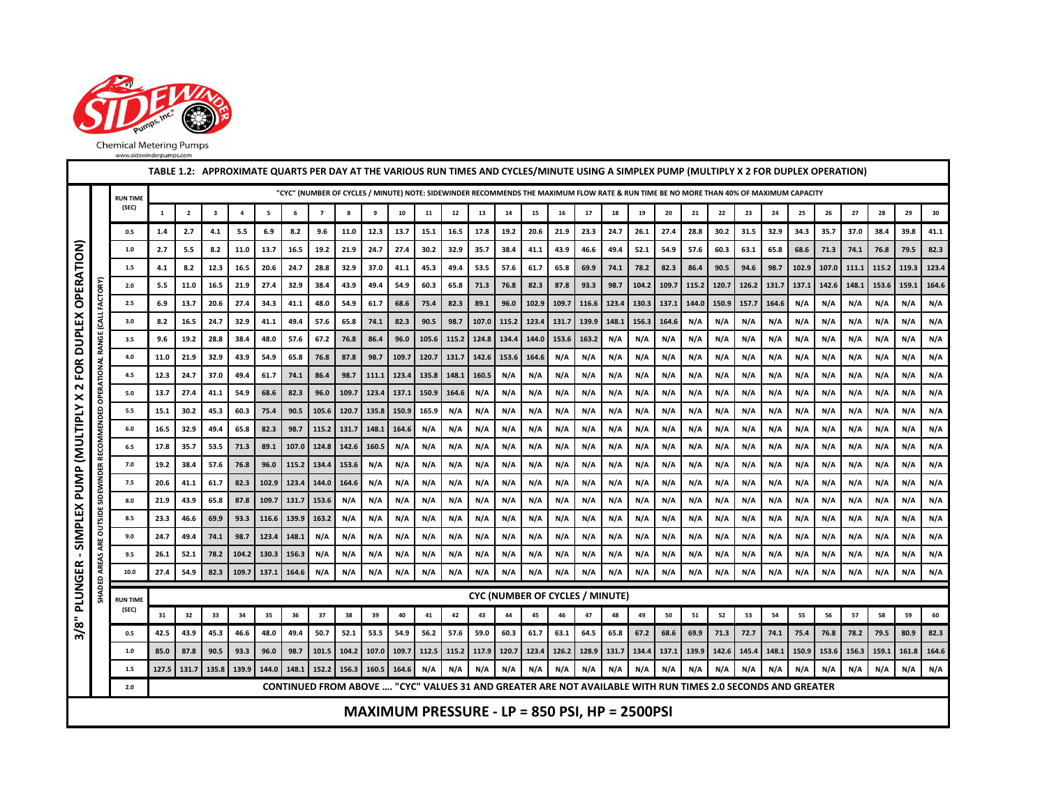Sidewinder Pumps, Inc.®

Chemical Metering Pumps

www.sidewinderpumps.com

## TABLE 1.2: APPROXIMATE QUARTS PER DAY AT THE VARIOUS RUN TIMES AND CYCLES/MINUTE USING A SIMPLEX PUMP (MULTIPLY X 2 FOR DUPLEX OPERATION)

**3/8" PLUNGER - SIMPLEX PUMP (MULTIPLY X 2 FOR DUPLEX OPERATION)**

SHADED AREAS ARE OUTSIDE SIDEWINDER RECOMMENDED OPERATIONAL RANGE (CALL FACTORY)

"CYC" (NUMBER OF CYCLES / MINUTE) NOTE: SIDEWINDER RECOMMENDS THE MAXIMUM FLOW RATE & RUN TIME BE NO MORE THAN 40% OF MAXIMUM CAPACITY

| RUN TIME (SEC) | 1 | 2 | 3 | 4 | 5 | 6 | 7 | 8 | 9 | 10 | 11 | 12 | 13 | 14 | 15 | 16 | 17 | 18 | 19 | 20 | 21 | 22 | 23 | 24 | 25 | 26 | 27 | 28 | 29 | 30 |
|---|---|---|---|---|---|---|---|---|---|---|---|---|---|---|---|---|---|---|---|---|---|---|---|---|---|---|---|---|---|---|
| 0.5 | 1.4 | 2.7 | 4.1 | 5.5 | 6.9 | 8.2 | 9.6 | 11.0 | 12.3 | 13.7 | 15.1 | 16.5 | 17.8 | 19.2 | 20.6 | 21.9 | 23.3 | 24.7 | 26.1 | 27.4 | 28.8 | 30.2 | 31.5 | 32.9 | 34.3 | 35.7 | 37.0 | 38.4 | 39.8 | 41.1 |
| 1.0 | 2.7 | 5.5 | 8.2 | 11.0 | 13.7 | 16.5 | 19.2 | 21.9 | 24.7 | 27.4 | 30.2 | 32.9 | 35.7 | 38.4 | 41.1 | 43.9 | 46.6 | 49.4 | 52.1 | 54.9 | 57.6 | 60.3 | 63.1 | 65.8 | 68.6 | 71.3 | 74.1 | 76.8 | 79.5 | 82.3 |
| 1.5 | 4.1 | 8.2 | 12.3 | 16.5 | 20.6 | 24.7 | 28.8 | 32.9 | 37.0 | 41.1 | 45.3 | 49.4 | 53.5 | 57.6 | 61.7 | 65.8 | 69.9 | 74.1 | 78.2 | 82.3 | 86.4 | 90.5 | 94.6 | 98.7 | 102.9 | 107.0 | 111.1 | 115.2 | 119.3 | 123.4 |
| 2.0 | 5.5 | 11.0 | 16.5 | 21.9 | 27.4 | 32.9 | 38.4 | 43.9 | 49.4 | 54.9 | 60.3 | 65.8 | 71.3 | 76.8 | 82.3 | 87.8 | 93.3 | 98.7 | 104.2 | 109.7 | 115.2 | 120.7 | 126.2 | 131.7 | 137.1 | 142.6 | 148.1 | 153.6 | 159.1 | 164.6 |
| 2.5 | 6.9 | 13.7 | 20.6 | 27.4 | 34.3 | 41.1 | 48.0 | 54.9 | 61.7 | 68.6 | 75.4 | 82.3 | 89.1 | 96.0 | 102.9 | 109.7 | 116.6 | 123.4 | 130.3 | 137.1 | 144.0 | 150.9 | 157.7 | 164.6 | N/A | N/A | N/A | N/A | N/A | N/A |
| 3.0 | 8.2 | 16.5 | 24.7 | 32.9 | 41.1 | 49.4 | 57.6 | 65.8 | 74.1 | 82.3 | 90.5 | 98.7 | 107.0 | 115.2 | 123.4 | 131.7 | 139.9 | 148.1 | 156.3 | 164.6 | N/A | N/A | N/A | N/A | N/A | N/A | N/A | N/A | N/A | N/A |
| 3.5 | 9.6 | 19.2 | 28.8 | 38.4 | 48.0 | 57.6 | 67.2 | 76.8 | 86.4 | 96.0 | 105.6 | 115.2 | 124.8 | 134.4 | 144.0 | 153.6 | 163.2 | N/A | N/A | N/A | N/A | N/A | N/A | N/A | N/A | N/A | N/A | N/A | N/A | N/A |
| 4.0 | 11.0 | 21.9 | 32.9 | 43.9 | 54.9 | 65.8 | 76.8 | 87.8 | 98.7 | 109.7 | 120.7 | 131.7 | 142.6 | 153.6 | 164.6 | N/A | N/A | N/A | N/A | N/A | N/A | N/A | N/A | N/A | N/A | N/A | N/A | N/A | N/A | N/A |
| 4.5 | 12.3 | 24.7 | 37.0 | 49.4 | 61.7 | 74.1 | 86.4 | 98.7 | 111.1 | 123.4 | 135.8 | 148.1 | 160.5 | N/A | N/A | N/A | N/A | N/A | N/A | N/A | N/A | N/A | N/A | N/A | N/A | N/A | N/A | N/A | N/A | N/A |
| 5.0 | 13.7 | 27.4 | 41.1 | 54.9 | 68.6 | 82.3 | 96.0 | 109.7 | 123.4 | 137.1 | 150.9 | 164.6 | N/A | N/A | N/A | N/A | N/A | N/A | N/A | N/A | N/A | N/A | N/A | N/A | N/A | N/A | N/A | N/A | N/A | N/A |
| 5.5 | 15.1 | 30.2 | 45.3 | 60.3 | 75.4 | 90.5 | 105.6 | 120.7 | 135.8 | 150.9 | 165.9 | N/A | N/A | N/A | N/A | N/A | N/A | N/A | N/A | N/A | N/A | N/A | N/A | N/A | N/A | N/A | N/A | N/A | N/A | N/A |
| 6.0 | 16.5 | 32.9 | 49.4 | 65.8 | 82.3 | 98.7 | 115.2 | 131.7 | 148.1 | 164.6 | N/A | N/A | N/A | N/A | N/A | N/A | N/A | N/A | N/A | N/A | N/A | N/A | N/A | N/A | N/A | N/A | N/A | N/A | N/A | N/A |
| 6.5 | 17.8 | 35.7 | 53.5 | 71.3 | 89.1 | 107.0 | 124.8 | 142.6 | 160.5 | N/A | N/A | N/A | N/A | N/A | N/A | N/A | N/A | N/A | N/A | N/A | N/A | N/A | N/A | N/A | N/A | N/A | N/A | N/A | N/A | N/A |
| 7.0 | 19.2 | 38.4 | 57.6 | 76.8 | 96.0 | 115.2 | 134.4 | 153.6 | N/A | N/A | N/A | N/A | N/A | N/A | N/A | N/A | N/A | N/A | N/A | N/A | N/A | N/A | N/A | N/A | N/A | N/A | N/A | N/A | N/A | N/A |
| 7.5 | 20.6 | 41.1 | 61.7 | 82.3 | 102.9 | 123.4 | 144.0 | 164.6 | N/A | N/A | N/A | N/A | N/A | N/A | N/A | N/A | N/A | N/A | N/A | N/A | N/A | N/A | N/A | N/A | N/A | N/A | N/A | N/A | N/A | N/A |
| 8.0 | 21.9 | 43.9 | 65.8 | 87.8 | 109.7 | 131.7 | 153.6 | N/A | N/A | N/A | N/A | N/A | N/A | N/A | N/A | N/A | N/A | N/A | N/A | N/A | N/A | N/A | N/A | N/A | N/A | N/A | N/A | N/A | N/A | N/A |
| 8.5 | 23.3 | 46.6 | 69.9 | 93.3 | 116.6 | 139.9 | 163.2 | N/A | N/A | N/A | N/A | N/A | N/A | N/A | N/A | N/A | N/A | N/A | N/A | N/A | N/A | N/A | N/A | N/A | N/A | N/A | N/A | N/A | N/A | N/A |
| 9.0 | 24.7 | 49.4 | 74.1 | 98.7 | 123.4 | 148.1 | N/A | N/A | N/A | N/A | N/A | N/A | N/A | N/A | N/A | N/A | N/A | N/A | N/A | N/A | N/A | N/A | N/A | N/A | N/A | N/A | N/A | N/A | N/A | N/A |
| 9.5 | 26.1 | 52.1 | 78.2 | 104.2 | 130.3 | 156.3 | N/A | N/A | N/A | N/A | N/A | N/A | N/A | N/A | N/A | N/A | N/A | N/A | N/A | N/A | N/A | N/A | N/A | N/A | N/A | N/A | N/A | N/A | N/A | N/A |
| 10.0 | 27.4 | 54.9 | 82.3 | 109.7 | 137.1 | 164.6 | N/A | N/A | N/A | N/A | N/A | N/A | N/A | N/A | N/A | N/A | N/A | N/A | N/A | N/A | N/A | N/A | N/A | N/A | N/A | N/A | N/A | N/A | N/A | N/A |

CYC (NUMBER OF CYCLES / MINUTE)

| RUN TIME (SEC) | 31 | 32 | 33 | 34 | 35 | 36 | 37 | 38 | 39 | 40 | 41 | 42 | 43 | 44 | 45 | 46 | 47 | 48 | 49 | 50 | 51 | 52 | 53 | 54 | 55 | 56 | 57 | 58 | 59 | 60 |
|---|---|---|---|---|---|---|---|---|---|---|---|---|---|---|---|---|---|---|---|---|---|---|---|---|---|---|---|---|---|---|
| 0.5 | 42.5 | 43.9 | 45.3 | 46.6 | 48.0 | 49.4 | 50.7 | 52.1 | 53.5 | 54.9 | 56.2 | 57.6 | 59.0 | 60.3 | 61.7 | 63.1 | 64.5 | 65.8 | 67.2 | 68.6 | 69.9 | 71.3 | 72.7 | 74.1 | 75.4 | 76.8 | 78.2 | 79.5 | 80.9 | 82.3 |
| 1.0 | 85.0 | 87.8 | 90.5 | 93.3 | 96.0 | 98.7 | 101.5 | 104.2 | 107.0 | 109.7 | 112.5 | 115.2 | 117.9 | 120.7 | 123.4 | 126.2 | 128.9 | 131.7 | 134.4 | 137.1 | 139.9 | 142.6 | 145.4 | 148.1 | 150.9 | 153.6 | 156.3 | 159.1 | 161.8 | 164.6 |
| 1.5 | 127.5 | 131.7 | 135.8 | 139.9 | 144.0 | 148.1 | 152.2 | 156.3 | 160.5 | 164.6 | N/A | N/A | N/A | N/A | N/A | N/A | N/A | N/A | N/A | N/A | N/A | N/A | N/A | N/A | N/A | N/A | N/A | N/A | N/A | N/A |
| 2.0 | CONTINUED FROM ABOVE .... "CYC" VALUES 31 AND GREATER ARE NOT AVAILABLE WITH RUN TIMES 2.0 SECONDS AND GREATER | | | | | | | | | | | | | | | | | | | | | | | | | | | | | |

**MAXIMUM PRESSURE - LP = 850 PSI, HP = 2500PSI**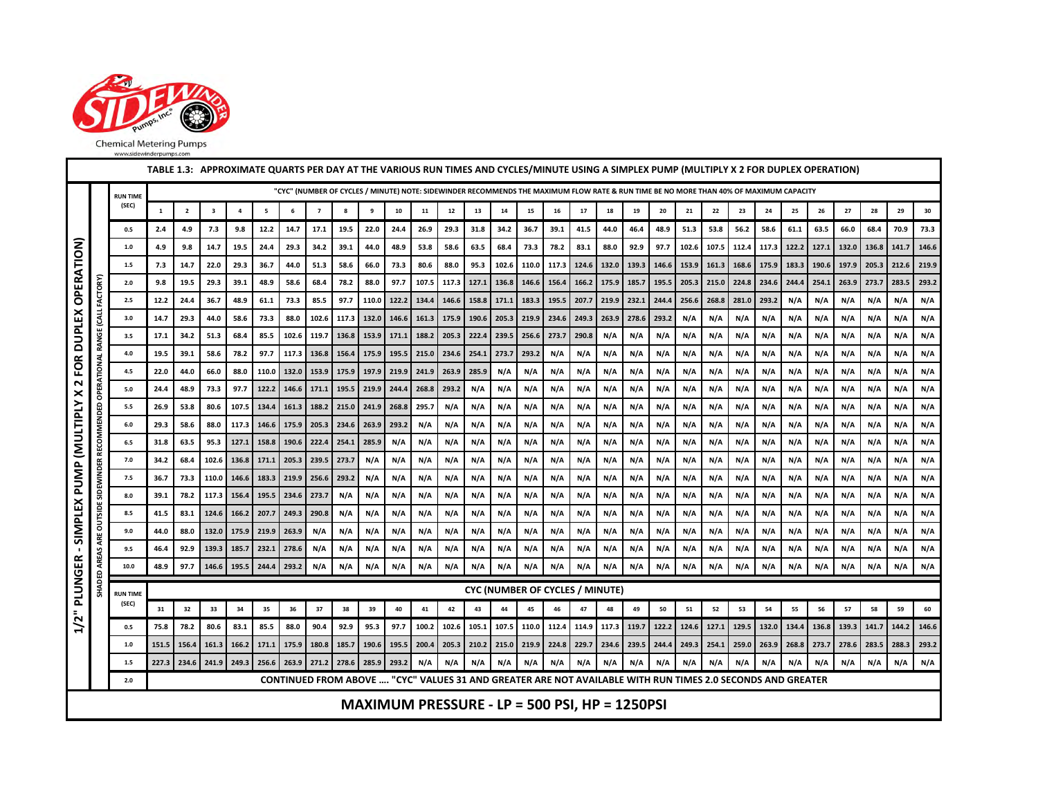Chemical Metering Pumps

www.sidewinderpumps.com

## TABLE 1.3: APPROXIMATE QUARTS PER DAY AT THE VARIOUS RUN TIMES AND CYCLES/MINUTE USING A SIMPLEX PUMP (MULTIPLY X 2 FOR DUPLEX OPERATION)

**1/2" PLUNGER - SIMPLEX PUMP (MULTIPLY X 2 FOR DUPLEX OPERATION)**

SHADED AREAS ARE OUTSIDE SIDEWINDER RECOMMENDED OPERATIONAL RANGE (CALL FACTORY)

"CYC" (NUMBER OF CYCLES / MINUTE) NOTE: SIDEWINDER RECOMMENDS THE MAXIMUM FLOW RATE & RUN TIME BE NO MORE THAN 40% OF MAXIMUM CAPACITY

| RUN TIME (SEC) | 1 | 2 | 3 | 4 | 5 | 6 | 7 | 8 | 9 | 10 | 11 | 12 | 13 | 14 | 15 | 16 | 17 | 18 | 19 | 20 | 21 | 22 | 23 | 24 | 25 | 26 | 27 | 28 | 29 | 30 |
|---|---|---|---|---|---|---|---|---|---|---|---|---|---|---|---|---|---|---|---|---|---|---|---|---|---|---|---|---|---|---|
| 0.5 | 2.4 | 4.9 | 7.3 | 9.8 | 12.2 | 14.7 | 17.1 | 19.5 | 22.0 | 24.4 | 26.9 | 29.3 | 31.8 | 34.2 | 36.7 | 39.1 | 41.5 | 44.0 | 46.4 | 48.9 | 51.3 | 53.8 | 56.2 | 58.6 | 61.1 | 63.5 | 66.0 | 68.4 | 70.9 | 73.3 |
| 1.0 | 4.9 | 9.8 | 14.7 | 19.5 | 24.4 | 29.3 | 34.2 | 39.1 | 44.0 | 48.9 | 53.8 | 58.6 | 63.5 | 68.4 | 73.3 | 78.2 | 83.1 | 88.0 | 92.9 | 97.7 | 102.6 | 107.5 | 112.4 | 117.3 | 122.2 | 127.1 | 132.0 | 136.8 | 141.7 | 146.6 |
| 1.5 | 7.3 | 14.7 | 22.0 | 29.3 | 36.7 | 44.0 | 51.3 | 58.6 | 66.0 | 73.3 | 80.6 | 88.0 | 95.3 | 102.6 | 110.0 | 117.3 | 124.6 | 132.0 | 139.3 | 146.6 | 153.9 | 161.3 | 168.6 | 175.9 | 183.3 | 190.6 | 197.9 | 205.3 | 212.6 | 219.9 |
| 2.0 | 9.8 | 19.5 | 29.3 | 39.1 | 48.9 | 58.6 | 68.4 | 78.2 | 88.0 | 97.7 | 107.5 | 117.3 | 127.1 | 136.8 | 146.6 | 156.4 | 166.2 | 175.9 | 185.7 | 195.5 | 205.3 | 215.0 | 224.8 | 234.6 | 244.4 | 254.1 | 263.9 | 273.7 | 283.5 | 293.2 |
| 2.5 | 12.2 | 24.4 | 36.7 | 48.9 | 61.1 | 73.3 | 85.5 | 97.7 | 110.0 | 122.2 | 134.4 | 146.6 | 158.8 | 171.1 | 183.3 | 195.5 | 207.7 | 219.9 | 232.1 | 244.4 | 256.6 | 268.8 | 281.0 | 293.2 | N/A | N/A | N/A | N/A | N/A | N/A |
| 3.0 | 14.7 | 29.3 | 44.0 | 58.6 | 73.3 | 88.0 | 102.6 | 117.3 | 132.0 | 146.6 | 161.3 | 175.9 | 190.6 | 205.3 | 219.9 | 234.6 | 249.3 | 263.9 | 278.6 | 293.2 | N/A | N/A | N/A | N/A | N/A | N/A | N/A | N/A | N/A | N/A |
| 3.5 | 17.1 | 34.2 | 51.3 | 68.4 | 85.5 | 102.6 | 119.7 | 136.8 | 153.9 | 171.1 | 188.2 | 205.3 | 222.4 | 239.5 | 256.6 | 273.7 | 290.8 | N/A | N/A | N/A | N/A | N/A | N/A | N/A | N/A | N/A | N/A | N/A | N/A | N/A |
| 4.0 | 19.5 | 39.1 | 58.6 | 78.2 | 97.7 | 117.3 | 136.8 | 156.4 | 175.9 | 195.5 | 215.0 | 234.6 | 254.1 | 273.7 | 293.2 | N/A | N/A | N/A | N/A | N/A | N/A | N/A | N/A | N/A | N/A | N/A | N/A | N/A | N/A | N/A |
| 4.5 | 22.0 | 44.0 | 66.0 | 88.0 | 110.0 | 132.0 | 153.9 | 175.9 | 197.9 | 219.9 | 241.9 | 263.9 | 285.9 | N/A | N/A | N/A | N/A | N/A | N/A | N/A | N/A | N/A | N/A | N/A | N/A | N/A | N/A | N/A | N/A | N/A |
| 5.0 | 24.4 | 48.9 | 73.3 | 97.7 | 122.2 | 146.6 | 171.1 | 195.5 | 219.9 | 244.4 | 268.8 | 293.2 | N/A | N/A | N/A | N/A | N/A | N/A | N/A | N/A | N/A | N/A | N/A | N/A | N/A | N/A | N/A | N/A | N/A | N/A |
| 5.5 | 26.9 | 53.8 | 80.6 | 107.5 | 134.4 | 161.3 | 188.2 | 215.0 | 241.9 | 268.8 | 295.7 | N/A | N/A | N/A | N/A | N/A | N/A | N/A | N/A | N/A | N/A | N/A | N/A | N/A | N/A | N/A | N/A | N/A | N/A | N/A |
| 6.0 | 29.3 | 58.6 | 88.0 | 117.3 | 146.6 | 175.9 | 205.3 | 234.6 | 263.9 | 293.2 | N/A | N/A | N/A | N/A | N/A | N/A | N/A | N/A | N/A | N/A | N/A | N/A | N/A | N/A | N/A | N/A | N/A | N/A | N/A | N/A |
| 6.5 | 31.8 | 63.5 | 95.3 | 127.1 | 158.8 | 190.6 | 222.4 | 254.1 | 285.9 | N/A | N/A | N/A | N/A | N/A | N/A | N/A | N/A | N/A | N/A | N/A | N/A | N/A | N/A | N/A | N/A | N/A | N/A | N/A | N/A | N/A |
| 7.0 | 34.2 | 68.4 | 102.6 | 136.8 | 171.1 | 205.3 | 239.5 | 273.7 | N/A | N/A | N/A | N/A | N/A | N/A | N/A | N/A | N/A | N/A | N/A | N/A | N/A | N/A | N/A | N/A | N/A | N/A | N/A | N/A | N/A | N/A |
| 7.5 | 36.7 | 73.3 | 110.0 | 146.6 | 183.3 | 219.9 | 256.6 | 293.2 | N/A | N/A | N/A | N/A | N/A | N/A | N/A | N/A | N/A | N/A | N/A | N/A | N/A | N/A | N/A | N/A | N/A | N/A | N/A | N/A | N/A | N/A |
| 8.0 | 39.1 | 78.2 | 117.3 | 156.4 | 195.5 | 234.6 | 273.7 | N/A | N/A | N/A | N/A | N/A | N/A | N/A | N/A | N/A | N/A | N/A | N/A | N/A | N/A | N/A | N/A | N/A | N/A | N/A | N/A | N/A | N/A | N/A |
| 8.5 | 41.5 | 83.1 | 124.6 | 166.2 | 207.7 | 249.3 | 290.8 | N/A | N/A | N/A | N/A | N/A | N/A | N/A | N/A | N/A | N/A | N/A | N/A | N/A | N/A | N/A | N/A | N/A | N/A | N/A | N/A | N/A | N/A | N/A |
| 9.0 | 44.0 | 88.0 | 132.0 | 175.9 | 219.9 | 263.9 | N/A | N/A | N/A | N/A | N/A | N/A | N/A | N/A | N/A | N/A | N/A | N/A | N/A | N/A | N/A | N/A | N/A | N/A | N/A | N/A | N/A | N/A | N/A | N/A |
| 9.5 | 46.4 | 92.9 | 139.3 | 185.7 | 232.1 | 278.6 | N/A | N/A | N/A | N/A | N/A | N/A | N/A | N/A | N/A | N/A | N/A | N/A | N/A | N/A | N/A | N/A | N/A | N/A | N/A | N/A | N/A | N/A | N/A | N/A |
| 10.0 | 48.9 | 97.7 | 146.6 | 195.5 | 244.4 | 293.2 | N/A | N/A | N/A | N/A | N/A | N/A | N/A | N/A | N/A | N/A | N/A | N/A | N/A | N/A | N/A | N/A | N/A | N/A | N/A | N/A | N/A | N/A | N/A | N/A |

CYC (NUMBER OF CYCLES / MINUTE)

| RUN TIME (SEC) | 31 | 32 | 33 | 34 | 35 | 36 | 37 | 38 | 39 | 40 | 41 | 42 | 43 | 44 | 45 | 46 | 47 | 48 | 49 | 50 | 51 | 52 | 53 | 54 | 55 | 56 | 57 | 58 | 59 | 60 |
|---|---|---|---|---|---|---|---|---|---|---|---|---|---|---|---|---|---|---|---|---|---|---|---|---|---|---|---|---|---|---|
| 0.5 | 75.8 | 78.2 | 80.6 | 83.1 | 85.5 | 88.0 | 90.4 | 92.9 | 95.3 | 97.7 | 100.2 | 102.6 | 105.1 | 107.5 | 110.0 | 112.4 | 114.9 | 117.3 | 119.7 | 122.2 | 124.6 | 127.1 | 129.5 | 132.0 | 134.4 | 136.8 | 139.3 | 141.7 | 144.2 | 146.6 |
| 1.0 | 151.5 | 156.4 | 161.3 | 166.2 | 171.1 | 175.9 | 180.8 | 185.7 | 190.6 | 195.5 | 200.4 | 205.3 | 210.2 | 215.0 | 219.9 | 224.8 | 229.7 | 234.6 | 239.5 | 244.4 | 249.3 | 254.1 | 259.0 | 263.9 | 268.8 | 273.7 | 278.6 | 283.5 | 288.3 | 293.2 |
| 1.5 | 227.3 | 234.6 | 241.9 | 249.3 | 256.6 | 263.9 | 271.2 | 278.6 | 285.9 | 293.2 | N/A | N/A | N/A | N/A | N/A | N/A | N/A | N/A | N/A | N/A | N/A | N/A | N/A | N/A | N/A | N/A | N/A | N/A | N/A | N/A |
| 2.0 | CONTINUED FROM ABOVE .... "CYC" VALUES 31 AND GREATER ARE NOT AVAILABLE WITH RUN TIMES 2.0 SECONDS AND GREATER | | | | | | | | | | | | | | | | | | | | | | | | | | | | | |

**MAXIMUM PRESSURE - LP = 500 PSI, HP = 1250PSI**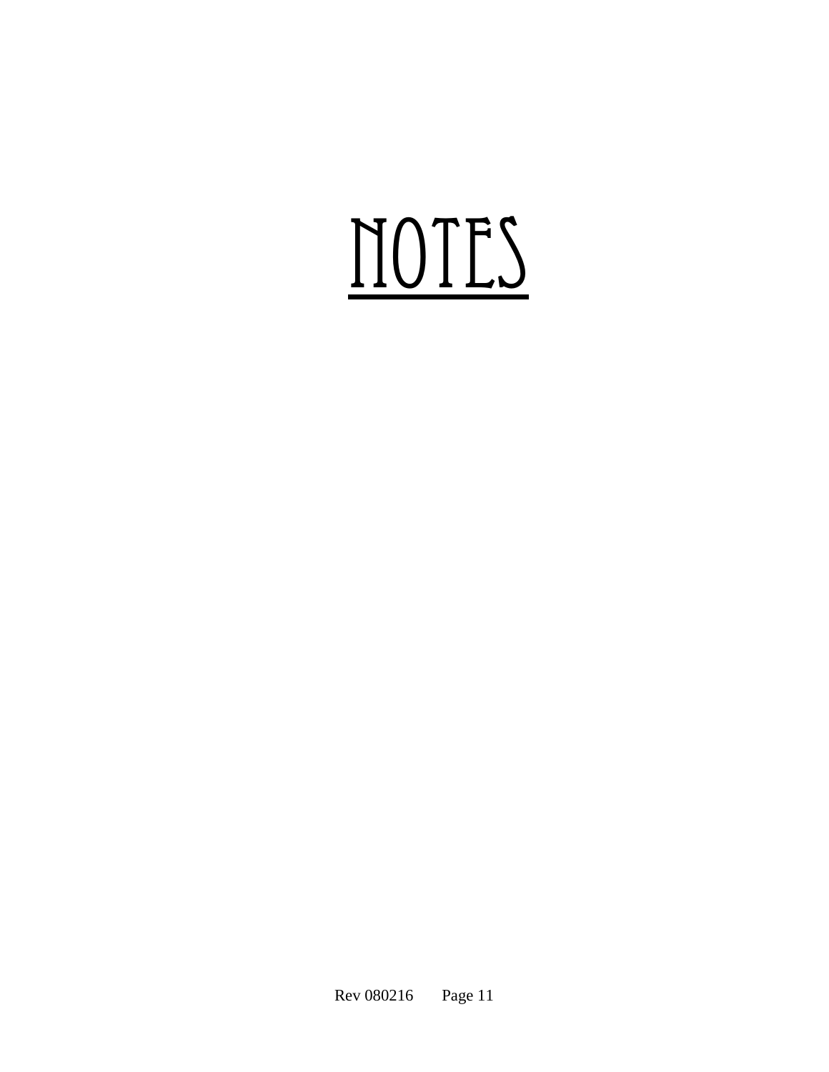# NOTES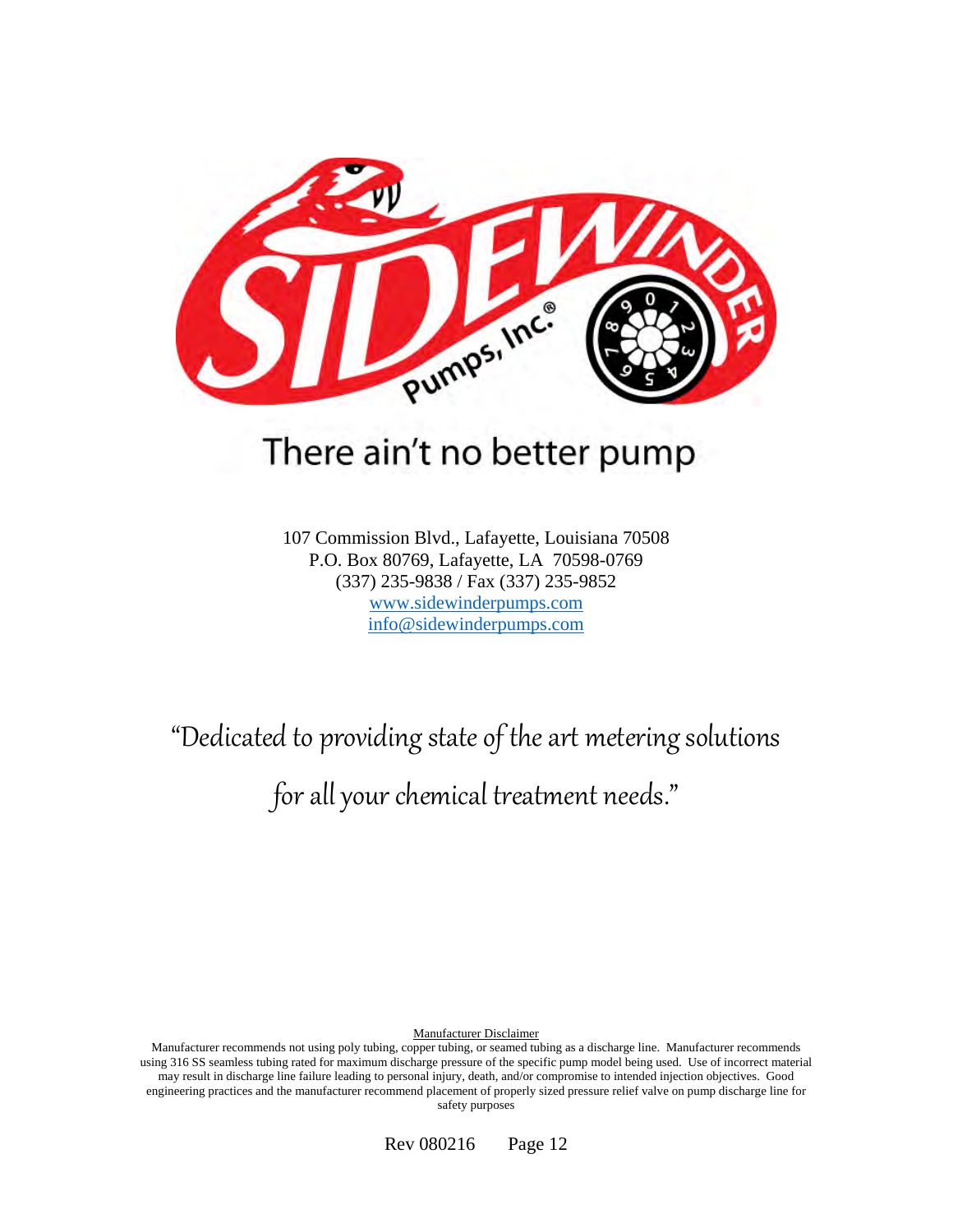There ain't no better pump

107 Commission Blvd., Lafayette, Louisiana 70508
P.O. Box 80769, Lafayette, LA 70598-0769
(337) 235-9838 / Fax (337) 235-9852
www.sidewinderpumps.com
info@sidewinderpumps.com

*"Dedicated to providing state of the art metering solutions for all your chemical treatment needs."*

Manufacturer Disclaimer

Manufacturer recommends not using poly tubing, copper tubing, or seamed tubing as a discharge line. Manufacturer recommends using 316 SS seamless tubing rated for maximum discharge pressure of the specific pump model being used. Use of incorrect material may result in discharge line failure leading to personal injury, death, and/or compromise to intended injection objectives. Good engineering practices and the manufacturer recommend placement of properly sized pressure relief valve on pump discharge line for safety purposes

Rev 080216